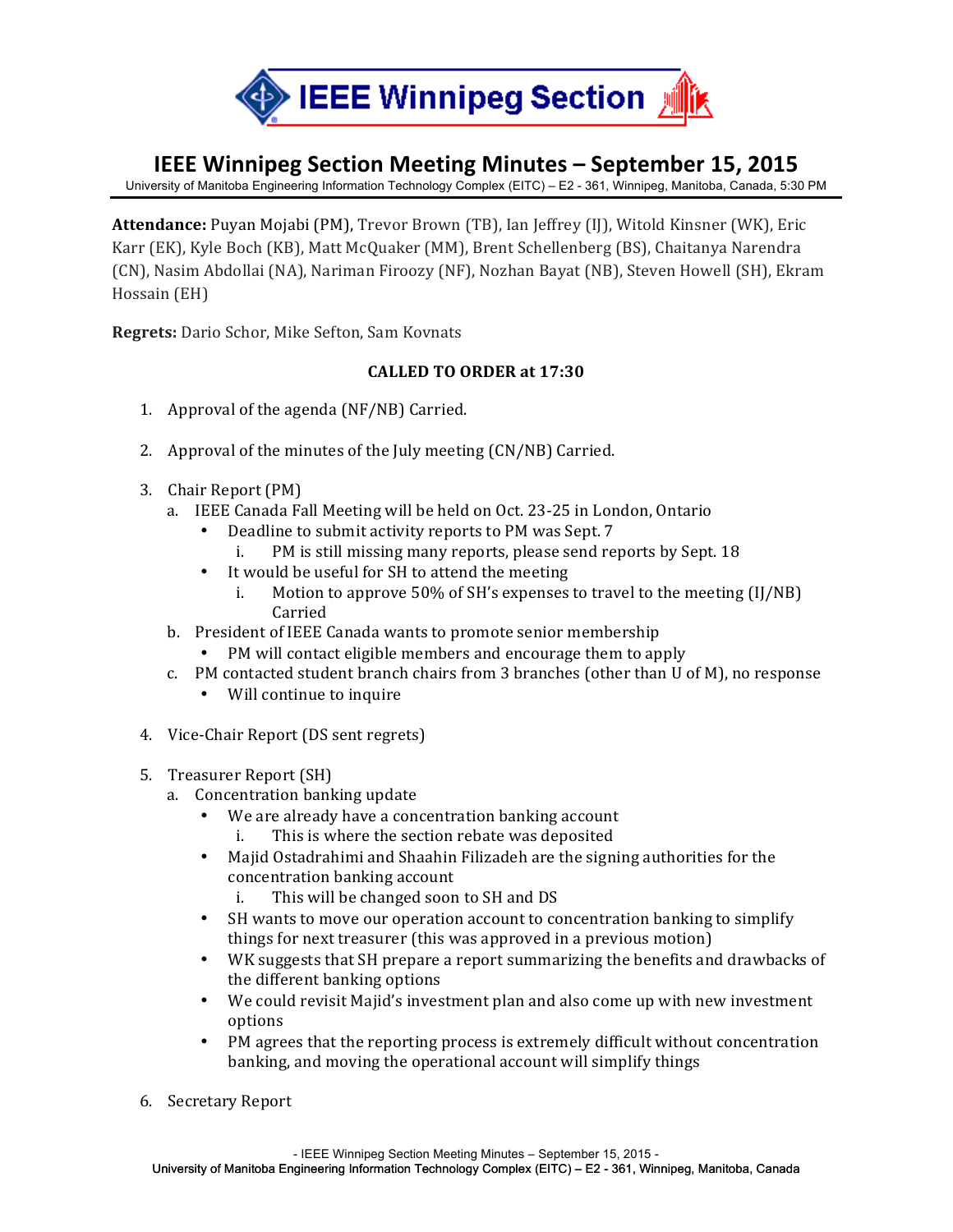IEEE Winnipeg Section

# IEEE Winnipeg Section Meeting Minutes – September 15, 2015

University of Manitoba Engineering Information Technology Complex (EITC) – E2 - 361, Winnipeg, Manitoba, Canada, 5:30 PM

**Attendance:** Puyan Mojabi (PM), Trevor Brown (TB), Ian Jeffrey (IJ), Witold Kinsner (WK), Eric Karr (EK), Kyle Boch (KB), Matt McQuaker (MM), Brent Schellenberg (BS), Chaitanya Narendra (CN), Nasim Abdollai (NA), Nariman Firoozy (NF), Nozhan Bayat (NB), Steven Howell (SH), Ekram Hossain (EH)

**Regrets:** Dario Schor, Mike Sefton, Sam Kovnats

**CALLED TO ORDER at 17:30**

1. Approval of the agenda (NF/NB) Carried.

2. Approval of the minutes of the July meeting (CN/NB) Carried.

3. Chair Report (PM)
   a. IEEE Canada Fall Meeting will be held on Oct. 23-25 in London, Ontario
      - Deadline to submit activity reports to PM was Sept. 7
         i. PM is still missing many reports, please send reports by Sept. 18
      - It would be useful for SH to attend the meeting
         i. Motion to approve 50% of SH's expenses to travel to the meeting (IJ/NB) Carried
   b. President of IEEE Canada wants to promote senior membership
      - PM will contact eligible members and encourage them to apply
   c. PM contacted student branch chairs from 3 branches (other than U of M), no response
      - Will continue to inquire

4. Vice-Chair Report (DS sent regrets)

5. Treasurer Report (SH)
   a. Concentration banking update
      - We are already have a concentration banking account
         i. This is where the section rebate was deposited
      - Majid Ostadrahimi and Shaahin Filizadeh are the signing authorities for the concentration banking account
         i. This will be changed soon to SH and DS
      - SH wants to move our operation account to concentration banking to simplify things for next treasurer (this was approved in a previous motion)
      - WK suggests that SH prepare a report summarizing the benefits and drawbacks of the different banking options
      - We could revisit Majid's investment plan and also come up with new investment options
      - PM agrees that the reporting process is extremely difficult without concentration banking, and moving the operational account will simplify things

6. Secretary Report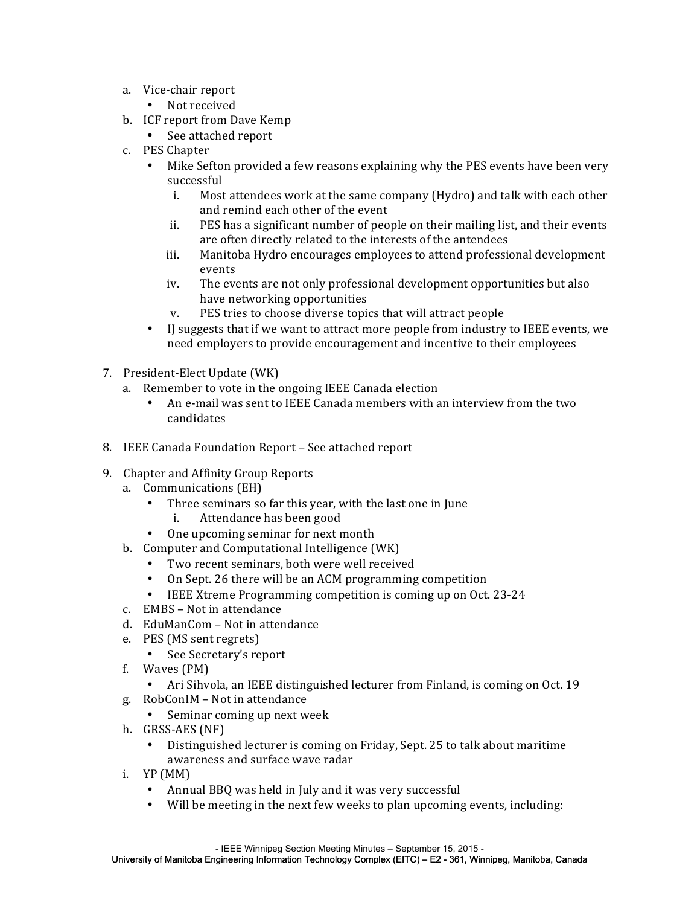a. Vice-chair report
   - Not received
b. ICF report from Dave Kemp
   - See attached report
c. PES Chapter
   - Mike Sefton provided a few reasons explaining why the PES events have been very successful
     i. Most attendees work at the same company (Hydro) and talk with each other and remind each other of the event
     ii. PES has a significant number of people on their mailing list, and their events are often directly related to the interests of the antendees
     iii. Manitoba Hydro encourages employees to attend professional development events
     iv. The events are not only professional development opportunities but also have networking opportunities
     v. PES tries to choose diverse topics that will attract people
   - IJ suggests that if we want to attract more people from industry to IEEE events, we need employers to provide encouragement and incentive to their employees

7. President-Elect Update (WK)
   a. Remember to vote in the ongoing IEEE Canada election
      - An e-mail was sent to IEEE Canada members with an interview from the two candidates

8. IEEE Canada Foundation Report – See attached report

9. Chapter and Affinity Group Reports
   a. Communications (EH)
      - Three seminars so far this year, with the last one in June
        i. Attendance has been good
      - One upcoming seminar for next month
   b. Computer and Computational Intelligence (WK)
      - Two recent seminars, both were well received
      - On Sept. 26 there will be an ACM programming competition
      - IEEE Xtreme Programming competition is coming up on Oct. 23-24
   c. EMBS – Not in attendance
   d. EduManCom – Not in attendance
   e. PES (MS sent regrets)
      - See Secretary's report
   f. Waves (PM)
      - Ari Sihvola, an IEEE distinguished lecturer from Finland, is coming on Oct. 19
   g. RobConIM – Not in attendance
      - Seminar coming up next week
   h. GRSS-AES (NF)
      - Distinguished lecturer is coming on Friday, Sept. 25 to talk about maritime awareness and surface wave radar
   i. YP (MM)
      - Annual BBQ was held in July and it was very successful
      - Will be meeting in the next few weeks to plan upcoming events, including: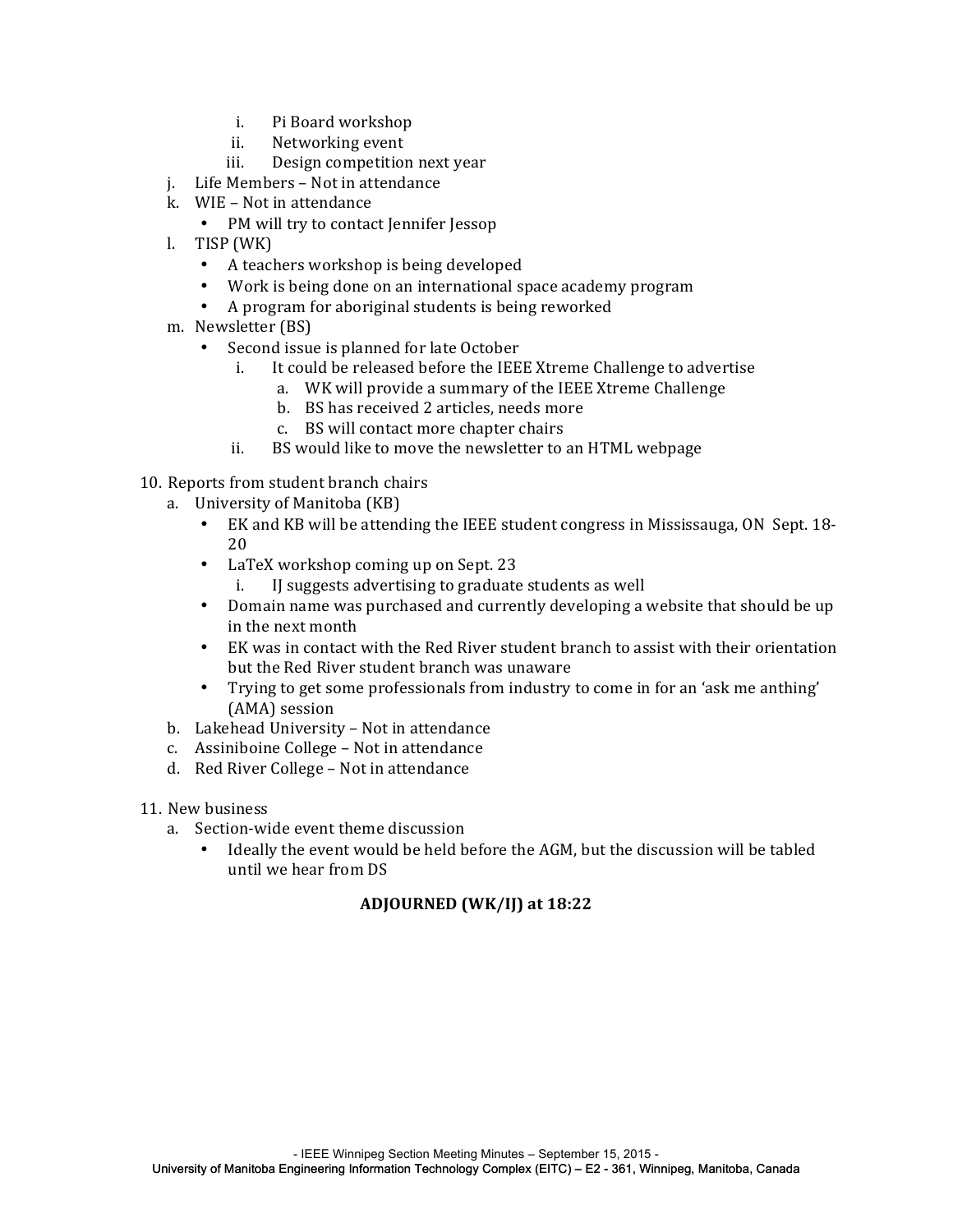i. Pi Board workshop
      ii. Networking event
      iii. Design competition next year

   j. Life Members – Not in attendance
   k. WIE – Not in attendance
      - PM will try to contact Jennifer Jessop
   l. TISP (WK)
      - A teachers workshop is being developed
      - Work is being done on an international space academy program
      - A program for aboriginal students is being reworked
   m. Newsletter (BS)
      - Second issue is planned for late October
         i. It could be released before the IEEE Xtreme Challenge to advertise
            a. WK will provide a summary of the IEEE Xtreme Challenge
            b. BS has received 2 articles, needs more
            c. BS will contact more chapter chairs
         ii. BS would like to move the newsletter to an HTML webpage

10. Reports from student branch chairs
   a. University of Manitoba (KB)
      - EK and KB will be attending the IEEE student congress in Mississauga, ON Sept. 18-20
      - LaTeX workshop coming up on Sept. 23
         i. IJ suggests advertising to graduate students as well
      - Domain name was purchased and currently developing a website that should be up in the next month
      - EK was in contact with the Red River student branch to assist with their orientation but the Red River student branch was unaware
      - Trying to get some professionals from industry to come in for an 'ask me anthing' (AMA) session
   b. Lakehead University – Not in attendance
   c. Assiniboine College – Not in attendance
   d. Red River College – Not in attendance

11. New business
   a. Section-wide event theme discussion
      - Ideally the event would be held before the AGM, but the discussion will be tabled until we hear from DS

**ADJOURNED (WK/IJ) at 18:22**